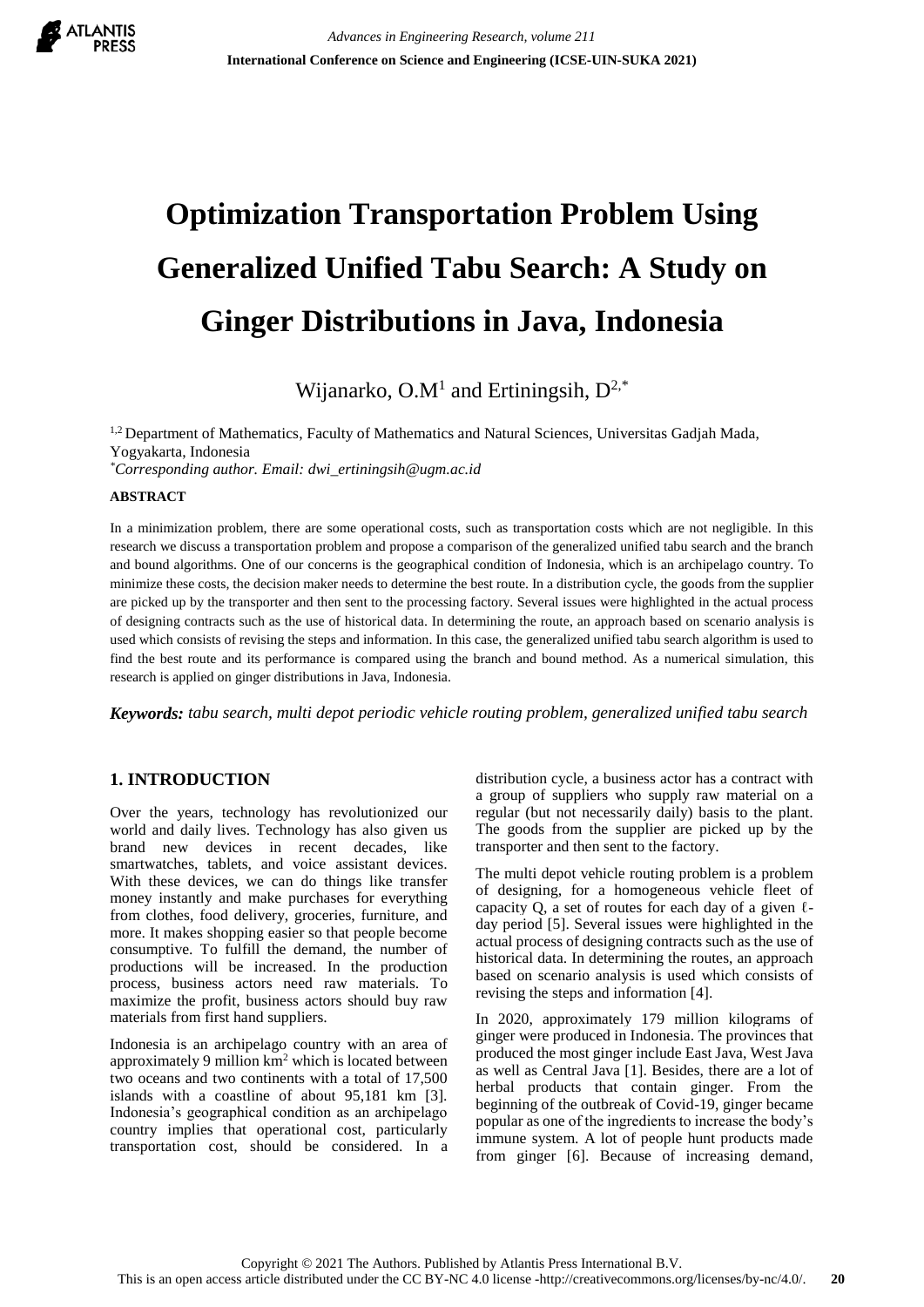# Optimization Transportation Problem Using Generalized Unified Tabu Search: A Study on Ginger Distributions in Java, Indonesia

Wijanarko, O.M[1] and Ertiningsih, D[2,*]

[1,2] Department of Mathematics, Faculty of Mathematics and Natural Sciences, Universitas Gadjah Mada, Yogyakarta, Indonesia

*Corresponding author. Email: dwi_ertiningsih@ugm.ac.id*

#### ABSTRACT

In a minimization problem, there are some operational costs, such as transportation costs which are not negligible. In this research we discuss a transportation problem and propose a comparison of the generalized unified tabu search and the branch and bound algorithms. One of our concerns is the geographical condition of Indonesia, which is an archipelago country. To minimize these costs, the decision maker needs to determine the best route. In a distribution cycle, the goods from the supplier are picked up by the transporter and then sent to the processing factory. Several issues were highlighted in the actual process of designing contracts such as the use of historical data. In determining the route, an approach based on scenario analysis is used which consists of revising the steps and information. In this case, the generalized unified tabu search algorithm is used to find the best route and its performance is compared using the branch and bound method. As a numerical simulation, this research is applied on ginger distributions in Java, Indonesia.

***Keywords:*** *tabu search, multi depot periodic vehicle routing problem, generalized unified tabu search*

## 1. INTRODUCTION

Over the years, technology has revolutionized our world and daily lives. Technology has also given us brand new devices in recent decades, like smartwatches, tablets, and voice assistant devices. With these devices, we can do things like transfer money instantly and make purchases for everything from clothes, food delivery, groceries, furniture, and more. It makes shopping easier so that people become consumptive. To fulfill the demand, the number of productions will be increased. In the production process, business actors need raw materials. To maximize the profit, business actors should buy raw materials from first hand suppliers.

Indonesia is an archipelago country with an area of approximately 9 million km$^2$ which is located between two oceans and two continents with a total of 17,500 islands with a coastline of about 95,181 km [3]. Indonesia's geographical condition as an archipelago country implies that operational cost, particularly transportation cost, should be considered. In a distribution cycle, a business actor has a contract with a group of suppliers who supply raw material on a regular (but not necessarily daily) basis to the plant. The goods from the supplier are picked up by the transporter and then sent to the factory.

The multi depot vehicle routing problem is a problem of designing, for a homogeneous vehicle fleet of capacity Q, a set of routes for each day of a given $\ell$-day period [5]. Several issues were highlighted in the actual process of designing contracts such as the use of historical data. In determining the routes, an approach based on scenario analysis is used which consists of revising the steps and information [4].

In 2020, approximately 179 million kilograms of ginger were produced in Indonesia. The provinces that produced the most ginger include East Java, West Java as well as Central Java [1]. Besides, there are a lot of herbal products that contain ginger. From the beginning of the outbreak of Covid-19, ginger became popular as one of the ingredients to increase the body's immune system. A lot of people hunt products made from ginger [6]. Because of increasing demand,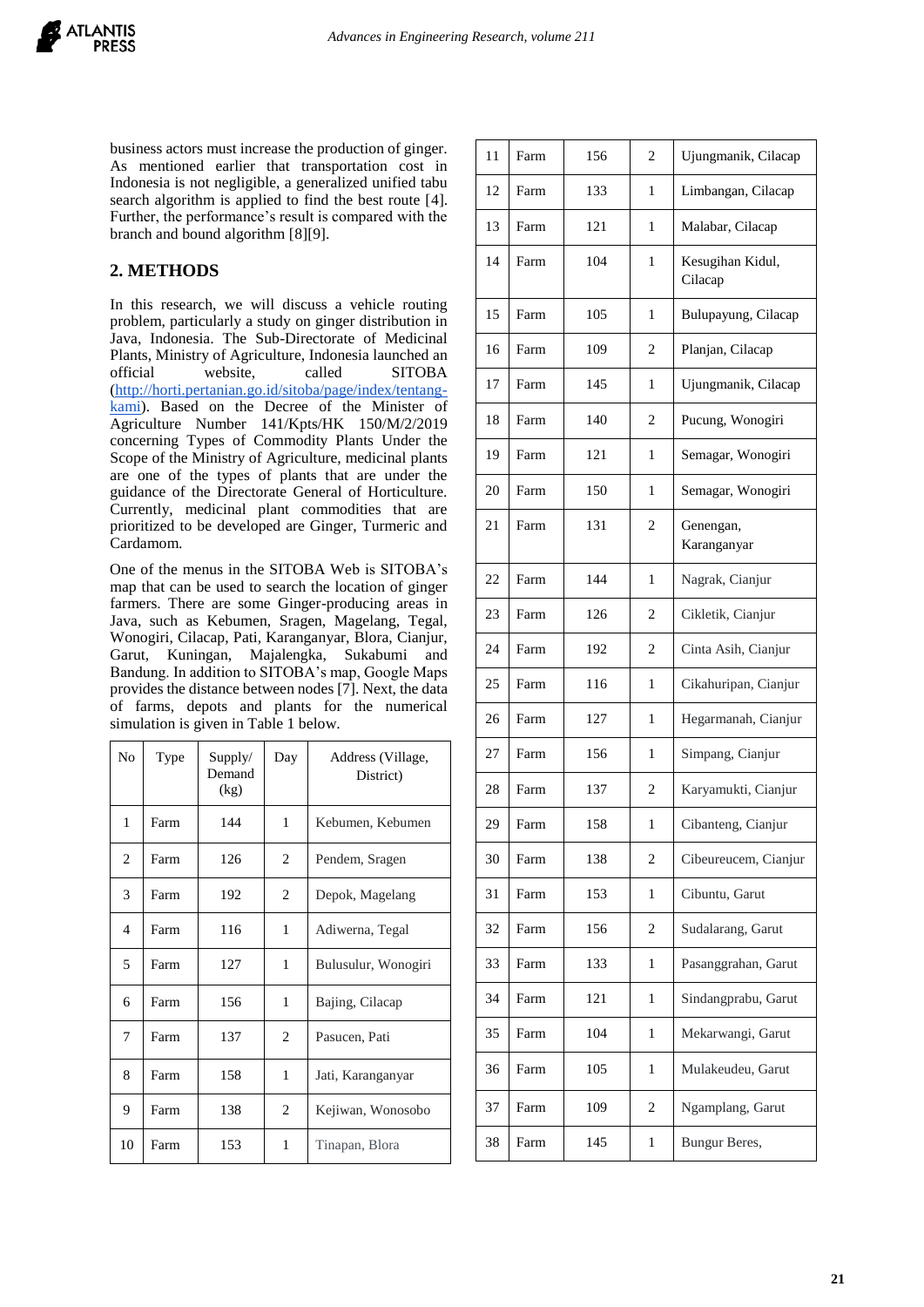business actors must increase the production of ginger. As mentioned earlier that transportation cost in Indonesia is not negligible, a generalized unified tabu search algorithm is applied to find the best route [4]. Further, the performance's result is compared with the branch and bound algorithm [8][9].

## 2. METHODS

In this research, we will discuss a vehicle routing problem, particularly a study on ginger distribution in Java, Indonesia. The Sub-Directorate of Medicinal Plants, Ministry of Agriculture, Indonesia launched an official website, called SITOBA (http://horti.pertanian.go.id/sitoba/page/index/tentang-kami). Based on the Decree of the Minister of Agriculture Number 141/Kpts/HK 150/M/2/2019 concerning Types of Commodity Plants Under the Scope of the Ministry of Agriculture, medicinal plants are one of the types of plants that are under the guidance of the Directorate General of Horticulture. Currently, medicinal plant commodities that are prioritized to be developed are Ginger, Turmeric and Cardamom.

One of the menus in the SITOBA Web is SITOBA's map that can be used to search the location of ginger farmers. There are some Ginger-producing areas in Java, such as Kebumen, Sragen, Magelang, Tegal, Wonogiri, Cilacap, Pati, Karanganyar, Blora, Cianjur, Garut, Kuningan, Majalengka, Sukabumi and Bandung. In addition to SITOBA's map, Google Maps provides the distance between nodes [7]. Next, the data of farms, depots and plants for the numerical simulation is given in Table 1 below.

| No | Type | Supply/ Demand (kg) | Day | Address (Village, District) |
|---|---|---|---|---|
| 1 | Farm | 144 | 1 | Kebumen, Kebumen |
| 2 | Farm | 126 | 2 | Pendem, Sragen |
| 3 | Farm | 192 | 2 | Depok, Magelang |
| 4 | Farm | 116 | 1 | Adiwerna, Tegal |
| 5 | Farm | 127 | 1 | Bulusulur, Wonogiri |
| 6 | Farm | 156 | 1 | Bajing, Cilacap |
| 7 | Farm | 137 | 2 | Pasucen, Pati |
| 8 | Farm | 158 | 1 | Jati, Karanganyar |
| 9 | Farm | 138 | 2 | Kejiwan, Wonosobo |
| 10 | Farm | 153 | 1 | Tinapan, Blora |
| 11 | Farm | 156 | 2 | Ujungmanik, Cilacap |
| 12 | Farm | 133 | 1 | Limbangan, Cilacap |
| 13 | Farm | 121 | 1 | Malabar, Cilacap |
| 14 | Farm | 104 | 1 | Kesugihan Kidul, Cilacap |
| 15 | Farm | 105 | 1 | Bulupayung, Cilacap |
| 16 | Farm | 109 | 2 | Planjan, Cilacap |
| 17 | Farm | 145 | 1 | Ujungmanik, Cilacap |
| 18 | Farm | 140 | 2 | Pucung, Wonogiri |
| 19 | Farm | 121 | 1 | Semagar, Wonogiri |
| 20 | Farm | 150 | 1 | Semagar, Wonogiri |
| 21 | Farm | 131 | 2 | Genengan, Karanganyar |
| 22 | Farm | 144 | 1 | Nagrak, Cianjur |
| 23 | Farm | 126 | 2 | Cikletik, Cianjur |
| 24 | Farm | 192 | 2 | Cinta Asih, Cianjur |
| 25 | Farm | 116 | 1 | Cikahuripan, Cianjur |
| 26 | Farm | 127 | 1 | Hegarmanah, Cianjur |
| 27 | Farm | 156 | 1 | Simpang, Cianjur |
| 28 | Farm | 137 | 2 | Karyamukti, Cianjur |
| 29 | Farm | 158 | 1 | Cibanteng, Cianjur |
| 30 | Farm | 138 | 2 | Cibeureucem, Cianjur |
| 31 | Farm | 153 | 1 | Cibuntu, Garut |
| 32 | Farm | 156 | 2 | Sudalarang, Garut |
| 33 | Farm | 133 | 1 | Pasanggrahan, Garut |
| 34 | Farm | 121 | 1 | Sindangprabu, Garut |
| 35 | Farm | 104 | 1 | Mekarwangi, Garut |
| 36 | Farm | 105 | 1 | Mulakeudeu, Garut |
| 37 | Farm | 109 | 2 | Ngamplang, Garut |
| 38 | Farm | 145 | 1 | Bungur Beres, |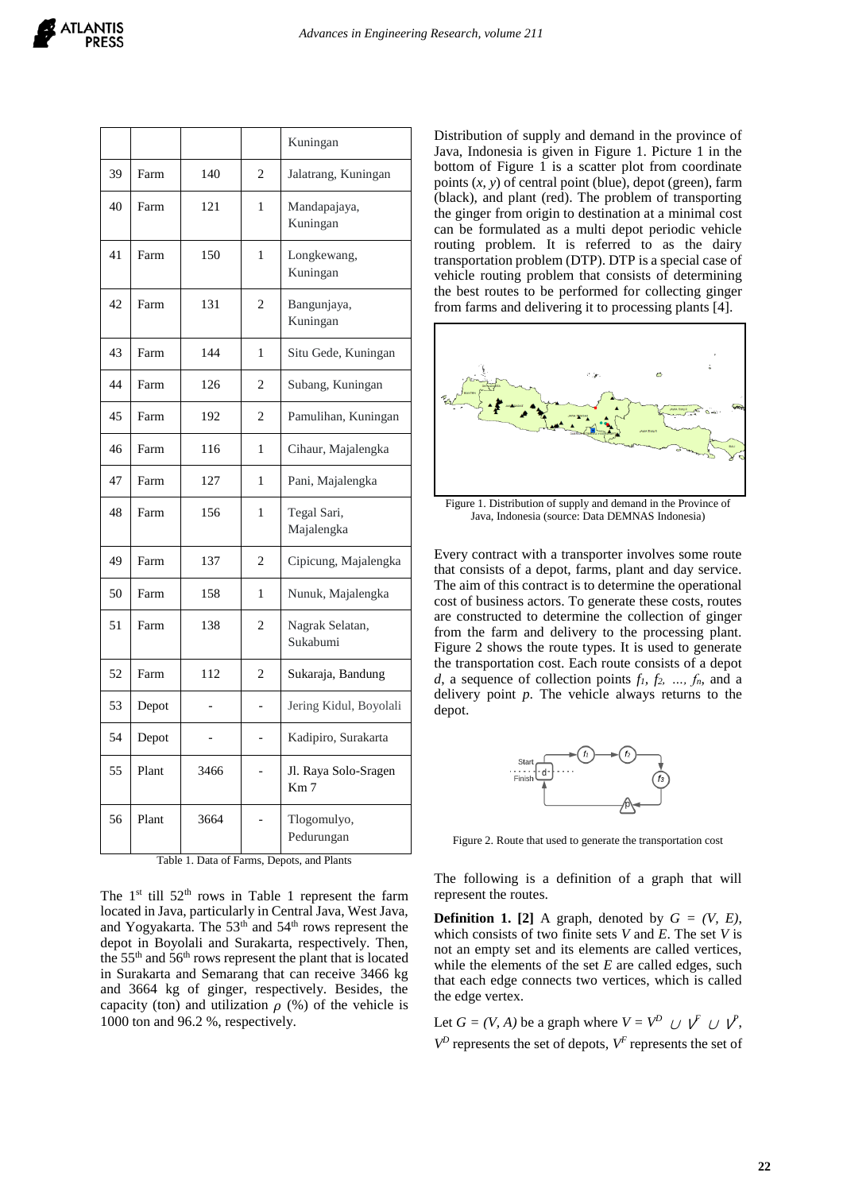|  |  |  |  | Kuningan |
|---|---|---|---|---|
| 39 | Farm | 140 | 2 | Jalatrang, Kuningan |
| 40 | Farm | 121 | 1 | Mandapajaya, Kuningan |
| 41 | Farm | 150 | 1 | Longkewang, Kuningan |
| 42 | Farm | 131 | 2 | Bangunjaya, Kuningan |
| 43 | Farm | 144 | 1 | Situ Gede, Kuningan |
| 44 | Farm | 126 | 2 | Subang, Kuningan |
| 45 | Farm | 192 | 2 | Pamulihan, Kuningan |
| 46 | Farm | 116 | 1 | Cihaur, Majalengka |
| 47 | Farm | 127 | 1 | Pani, Majalengka |
| 48 | Farm | 156 | 1 | Tegal Sari, Majalengka |
| 49 | Farm | 137 | 2 | Cipicung, Majalengka |
| 50 | Farm | 158 | 1 | Nunuk, Majalengka |
| 51 | Farm | 138 | 2 | Nagrak Selatan, Sukabumi |
| 52 | Farm | 112 | 2 | Sukaraja, Bandung |
| 53 | Depot | - | - | Jering Kidul, Boyolali |
| 54 | Depot | - | - | Kadipiro, Surakarta |
| 55 | Plant | 3466 | - | Jl. Raya Solo-Sragen Km 7 |
| 56 | Plant | 3664 | - | Tlogomulyo, Pedurungan |

Table 1. Data of Farms, Depots, and Plants

The 1st till 52th rows in Table 1 represent the farm located in Java, particularly in Central Java, West Java, and Yogyakarta. The 53th and 54th rows represent the depot in Boyolali and Surakarta, respectively. Then, the 55th and 56th rows represent the plant that is located in Surakarta and Semarang that can receive 3466 kg and 3664 kg of ginger, respectively. Besides, the capacity (ton) and utilization $\rho$ (%) of the vehicle is 1000 ton and 96.2 %, respectively.

Distribution of supply and demand in the province of Java, Indonesia is given in Figure 1. Picture 1 in the bottom of Figure 1 is a scatter plot from coordinate points $(x, y)$ of central point (blue), depot (green), farm (black), and plant (red). The problem of transporting the ginger from origin to destination at a minimal cost can be formulated as a multi depot periodic vehicle routing problem. It is referred to as the dairy transportation problem (DTP). DTP is a special case of vehicle routing problem that consists of determining the best routes to be performed for collecting ginger from farms and delivering it to processing plants [4].

Figure 1. Distribution of supply and demand in the Province of Java, Indonesia (source: Data DEMNAS Indonesia)

Every contract with a transporter involves some route that consists of a depot, farms, plant and day service. The aim of this contract is to determine the operational cost of business actors. To generate these costs, routes are constructed to determine the collection of ginger from the farm and delivery to the processing plant. Figure 2 shows the route types. It is used to generate the transportation cost. Each route consists of a depot $d$, a sequence of collection points $f_1, f_2, \ldots, f_n$, and a delivery point $p$. The vehicle always returns to the depot.

Figure 2. Route that used to generate the transportation cost

The following is a definition of a graph that will represent the routes.

**Definition 1. [2]** A graph, denoted by $G = (V, E)$, which consists of two finite sets $V$ and $E$. The set $V$ is not an empty set and its elements are called vertices, while the elements of the set $E$ are called edges, such that each edge connects two vertices, which is called the edge vertex.

Let $G = (V, A)$ be a graph where $V = V^D \cup V^F \cup V^P$, $V^D$ represents the set of depots, $V^F$ represents the set of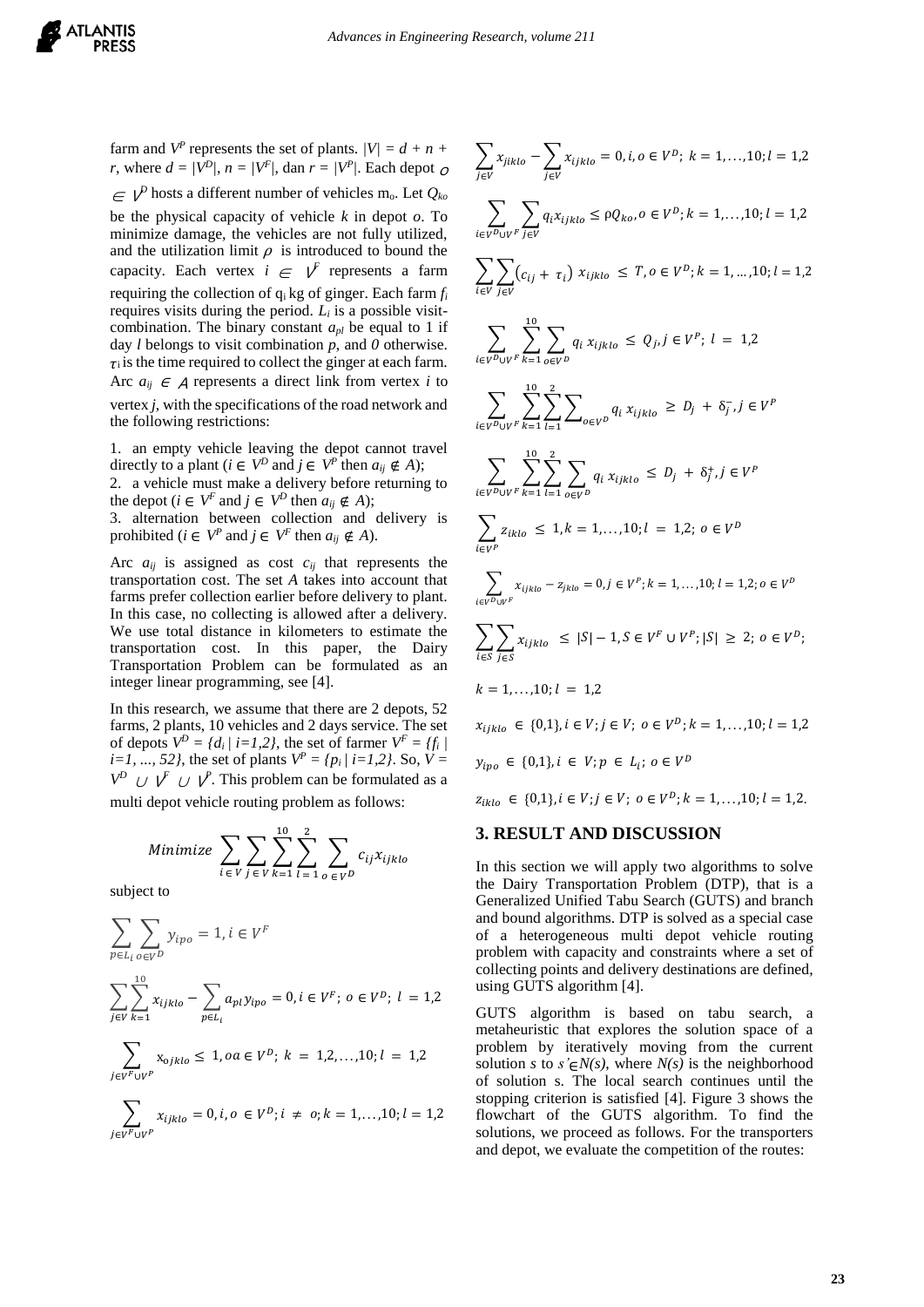farm and $V^P$ represents the set of plants. $|V| = d + n + r$, where $d = |V^D|$, $n = |V^F|$, dan $r = |V^P|$. Each depot $o \in V^D$ hosts a different number of vehicles $m_o$. Let $Q_{ko}$ be the physical capacity of vehicle $k$ in depot $o$. To minimize damage, the vehicles are not fully utilized, and the utilization limit $\rho$ is introduced to bound the capacity. Each vertex $i \in V^F$ represents a farm requiring the collection of $q_i$ kg of ginger. Each farm $f_i$ requires visits during the period. $L_i$ is a possible visit-combination. The binary constant $a_{pl}$ be equal to 1 if day $l$ belongs to visit combination $p$, and $0$ otherwise. $\tau_i$ is the time required to collect the ginger at each farm. Arc $a_{ij} \in A$ represents a direct link from vertex $i$ to vertex $j$, with the specifications of the road network and the following restrictions:

1. an empty vehicle leaving the depot cannot travel directly to a plant ($i \in V^D$ and $j \in V^P$ then $a_{ij} \notin A$);
2. a vehicle must make a delivery before returning to the depot ($i \in V^F$ and $j \in V^D$ then $a_{ij} \notin A$);
3. alternation between collection and delivery is prohibited ($i \in V^P$ and $j \in V^F$ then $a_{ij} \notin A$).

Arc $a_{ij}$ is assigned as cost $c_{ij}$ that represents the transportation cost. The set $A$ takes into account that farms prefer collection earlier before delivery to plant. In this case, no collecting is allowed after a delivery. We use total distance in kilometers to estimate the transportation cost. In this paper, the Dairy Transportation Problem can be formulated as an integer linear programming, see [4].

In this research, we assume that there are 2 depots, 52 farms, 2 plants, 10 vehicles and 2 days service. The set of depots $V^D = \{d_i \mid i=1,2\}$, the set of farmer $V^F = \{f_i \mid i=1, ..., 52\}$, the set of plants $V^P = \{p_i \mid i=1,2\}$. So, $V = V^D \cup V^F \cup V^P$. This problem can be formulated as a multi depot vehicle routing problem as follows:

$$Minimize \sum_{i \in V} \sum_{j \in V} \sum_{k=1}^{10} \sum_{l=1}^{2} \sum_{o \in V^D} c_{ij} x_{ijklo}$$

subject to

$$\sum_{p \in L_i} \sum_{o \in V^D} y_{ipo} = 1, i \in V^F$$

$$\sum_{j \in V} \sum_{k=1}^{10} x_{ijklo} - \sum_{p \in L_i} a_{pl} y_{ipo} = 0, i \in V^F;\ o \in V^D;\ l = 1,2$$

$$\sum_{j \in V^F \cup V^P} x_{ojklo} \le 1, oa \in V^D;\ k = 1,2,\ldots,10;\ l = 1,2$$

$$\sum_{j \in V^F \cup V^P} x_{ijklo} = 0, i, o \in V^D;\ i \ne o;\ k = 1,\ldots,10;\ l = 1,2$$

$$\sum_{j \in V} x_{jiklo} - \sum_{j \in V} x_{ijklo} = 0, i, o \in V^D;\ k = 1,\ldots,10; l = 1,2$$

$$\sum_{i \in V^D \cup V^F} \sum_{j \in V} q_i x_{ijklo} \le \rho Q_{ko}, o \in V^D; k = 1,\ldots,10; l = 1,2$$

$$\sum_{i \in V} \sum_{j \in V} \left(c_{ij} + \tau_i\right) x_{ijklo} \le T, o \in V^D; k = 1,\ldots,10; l = 1,2$$

$$\sum_{i \in V^D \cup V^F} \sum_{k=1}^{10} \sum_{o \in V^D} q_i\, x_{ijklo} \le Q_j, j \in V^P;\ l = 1,2$$

$$\sum_{i \in V^D \cup V^F} \sum_{k=1}^{10} \sum_{l=1}^{2} \sum_{o \in V^D} q_i\, x_{ijklo} \ge D_j + \delta_j^-, j \in V^P$$

$$\sum_{i \in V^D \cup V^F} \sum_{k=1}^{10} \sum_{l=1}^{2} \sum_{o \in V^D} q_i\, x_{ijklo} \le D_j + \delta_j^+, j \in V^P$$

$$\sum_{i \in V^P} z_{iklo} \le 1, k = 1,\ldots,10; l = 1,2;\ o \in V^D$$

$$\sum_{i \in V^D \cup V^F} x_{ijklo} - z_{jklo} = 0, j \in V^P; k = 1,\ldots,10; l = 1,2; o \in V^D$$

$$\sum_{i \in S} \sum_{j \in S} x_{ijklo} \le |S| - 1, S \in V^F \cup V^P; |S| \ge 2;\ o \in V^D;$$

$$k = 1,\ldots,10; l = 1,2$$

$$x_{ijklo} \in \{0,1\}, i \in V; j \in V;\ o \in V^D; k = 1,\ldots,10; l = 1,2$$

$$y_{ipo} \in \{0,1\}, i \in V; p \in L_i; o \in V^D$$

$$z_{iklo} \in \{0,1\}, i \in V; j \in V;\ o \in V^D; k = 1,\ldots,10; l = 1,2.$$

## 3. RESULT AND DISCUSSION

In this section we will apply two algorithms to solve the Dairy Transportation Problem (DTP), that is a Generalized Unified Tabu Search (GUTS) and branch and bound algorithms. DTP is solved as a special case of a heterogeneous multi depot vehicle routing problem with capacity and constraints where a set of collecting points and delivery destinations are defined, using GUTS algorithm [4].

GUTS algorithm is based on tabu search, a metaheuristic that explores the solution space of a problem by iteratively moving from the current solution $s$ to $s' \in N(s)$, where $N(s)$ is the neighborhood of solution s. The local search continues until the stopping criterion is satisfied [4]. Figure 3 shows the flowchart of the GUTS algorithm. To find the solutions, we proceed as follows. For the transporters and depot, we evaluate the competition of the routes: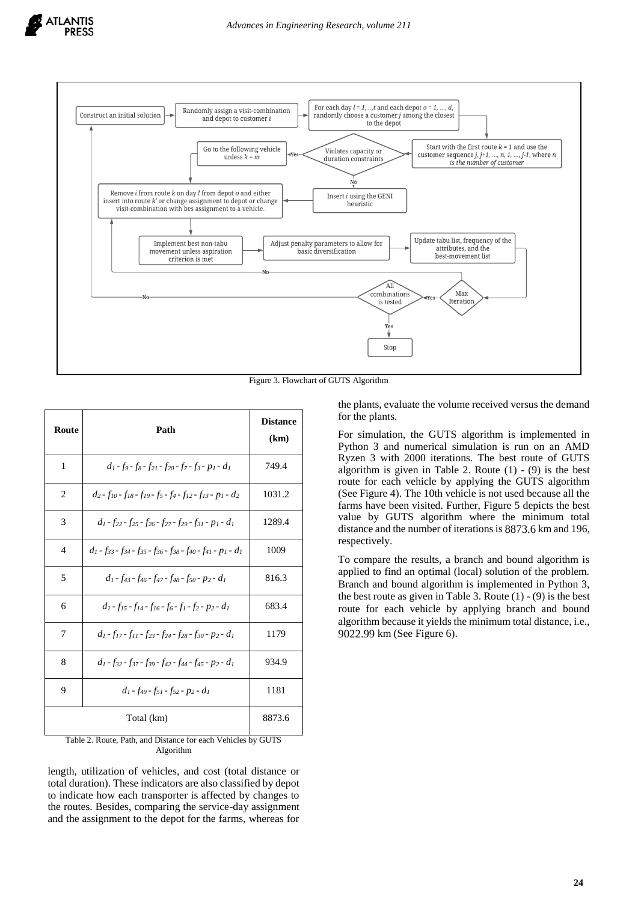Figure 3. Flowchart of GUTS Algorithm

| Route | Path | Distance (km) |
|---|---|---|
| 1 | $d_1$ - $f_9$ - $f_8$ - $f_{21}$ - $f_{20}$ - $f_7$ - $f_3$ - $p_1$ - $d_1$ | 749.4 |
| 2 | $d_2$ - $f_{10}$ - $f_{18}$ - $f_{19}$ - $f_5$ - $f_4$ - $f_{12}$ - $f_{13}$ - $p_1$ - $d_2$ | 1031.2 |
| 3 | $d_1$ - $f_{22}$ - $f_{25}$ - $f_{26}$ - $f_{27}$ - $f_{29}$ - $f_{31}$ - $p_1$ - $d_1$ | 1289.4 |
| 4 | $d_1$ - $f_{33}$ - $f_{34}$ - $f_{35}$ - $f_{36}$ - $f_{38}$ - $f_{40}$ - $f_{41}$ - $p_1$ - $d_1$ | 1009 |
| 5 | $d_1$ - $f_{43}$ - $f_{46}$ - $f_{47}$ - $f_{48}$ - $f_{50}$ - $p_2$ - $d_1$ | 816.3 |
| 6 | $d_1$ - $f_{15}$ - $f_{14}$ - $f_{16}$ - $f_6$ - $f_1$ - $f_2$ - $p_2$ - $d_1$ | 683.4 |
| 7 | $d_1$ - $f_{17}$ - $f_{11}$ - $f_{23}$ - $f_{24}$ - $f_{28}$ - $f_{30}$ - $p_2$ - $d_1$ | 1179 |
| 8 | $d_1$ - $f_{32}$ - $f_{37}$ - $f_{39}$ - $f_{42}$ - $f_{44}$ - $f_{45}$ - $p_2$ - $d_1$ | 934.9 |
| 9 | $d_1$ - $f_{49}$ - $f_{51}$ - $f_{52}$ - $p_2$ - $d_1$ | 1181 |
| Total (km) | | 8873.6 |

Table 2. Route, Path, and Distance for each Vehicles by GUTS Algorithm

length, utilization of vehicles, and cost (total distance or total duration). These indicators are also classified by depot to indicate how each transporter is affected by changes to the routes. Besides, comparing the service-day assignment and the assignment to the depot for the farms, whereas for the plants, evaluate the volume received versus the demand for the plants.

For simulation, the GUTS algorithm is implemented in Python 3 and numerical simulation is run on an AMD Ryzen 3 with 2000 iterations. The best route of GUTS algorithm is given in Table 2. Route (1) - (9) is the best route for each vehicle by applying the GUTS algorithm (See Figure 4). The 10th vehicle is not used because all the farms have been visited. Further, Figure 5 depicts the best value by GUTS algorithm where the minimum total distance and the number of iterations is 8873.6 km and 196, respectively.

To compare the results, a branch and bound algorithm is applied to find an optimal (local) solution of the problem. Branch and bound algorithm is implemented in Python 3, the best route as given in Table 3. Route (1) - (9) is the best route for each vehicle by applying branch and bound algorithm because it yields the minimum total distance, i.e., 9022.99 km (See Figure 6).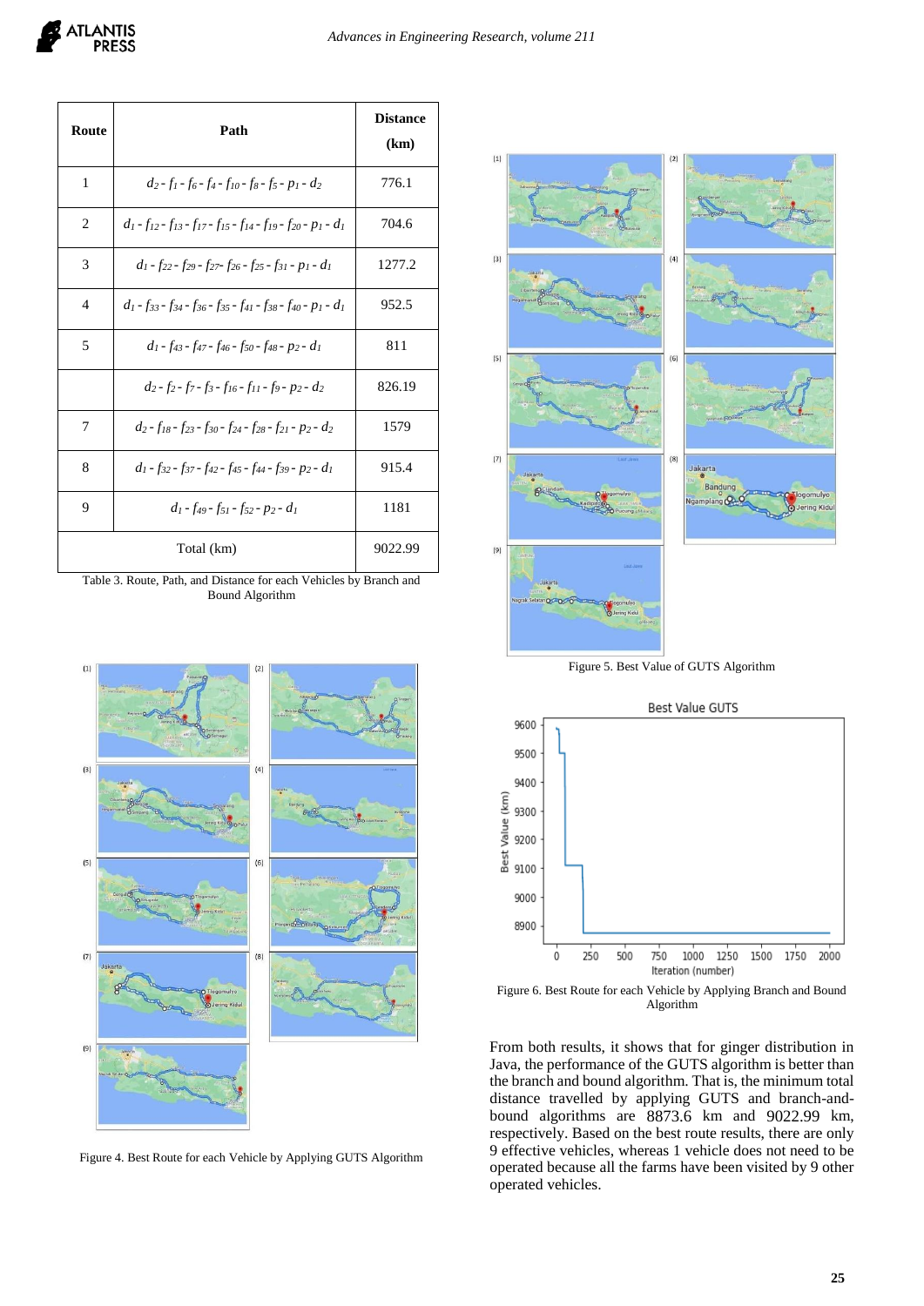| Route | Path | Distance (km) |
|---|---|---|
| 1 | $d_2 - f_1 - f_6 - f_4 - f_{10} - f_8 - f_5 - p_1 - d_2$ | 776.1 |
| 2 | $d_1 - f_{12} - f_{13} - f_{17} - f_{15} - f_{14} - f_{19} - f_{20} - p_1 - d_1$ | 704.6 |
| 3 | $d_1 - f_{22} - f_{29} - f_{27} - f_{26} - f_{25} - f_{31} - p_1 - d_1$ | 1277.2 |
| 4 | $d_1 - f_{33} - f_{34} - f_{36} - f_{35} - f_{41} - f_{38} - f_{40} - p_1 - d_1$ | 952.5 |
| 5 | $d_1 - f_{43} - f_{47} - f_{46} - f_{50} - f_{48} - p_2 - d_1$ | 811 |
| | $d_2 - f_2 - f_7 - f_3 - f_{16} - f_{11} - f_9 - p_2 - d_2$ | 826.19 |
| 7 | $d_2 - f_{18} - f_{23} - f_{30} - f_{24} - f_{28} - f_{21} - p_2 - d_2$ | 1579 |
| 8 | $d_1 - f_{32} - f_{37} - f_{42} - f_{45} - f_{44} - f_{39} - p_2 - d_1$ | 915.4 |
| 9 | $d_1 - f_{49} - f_{51} - f_{52} - p_2 - d_1$ | 1181 |
| Total (km) | | 9022.99 |

Table 3. Route, Path, and Distance for each Vehicles by Branch and Bound Algorithm

Figure 4. Best Route for each Vehicle by Applying GUTS Algorithm

Figure 5. Best Value of GUTS Algorithm

Figure 6. Best Route for each Vehicle by Applying Branch and Bound Algorithm

From both results, it shows that for ginger distribution in Java, the performance of the GUTS algorithm is better than the branch and bound algorithm. That is, the minimum total distance travelled by applying GUTS and branch-and-bound algorithms are 8873.6 km and 9022.99 km, respectively. Based on the best route results, there are only 9 effective vehicles, whereas 1 vehicle does not need to be operated because all the farms have been visited by 9 other operated vehicles.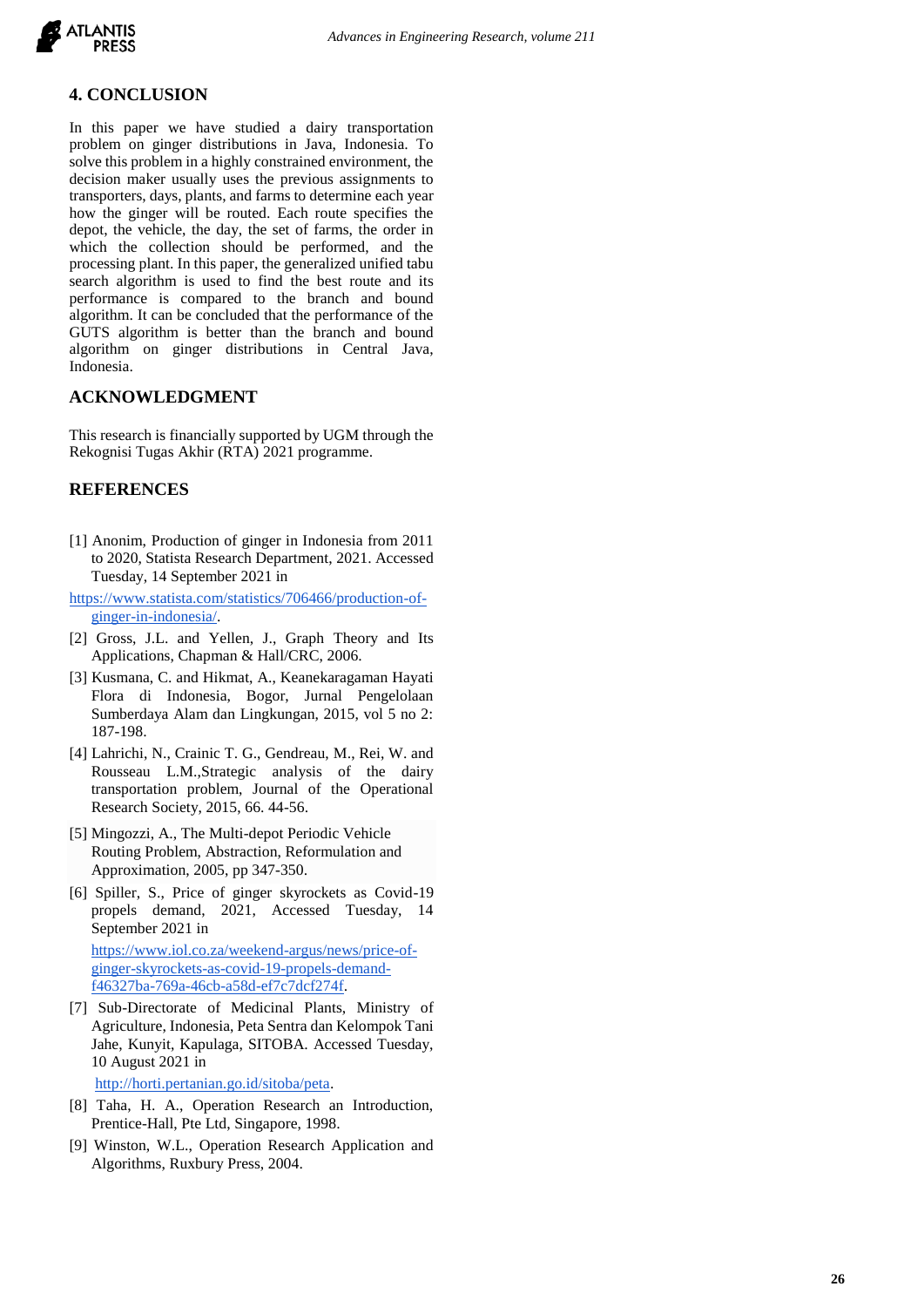## 4. CONCLUSION

In this paper we have studied a dairy transportation problem on ginger distributions in Java, Indonesia. To solve this problem in a highly constrained environment, the decision maker usually uses the previous assignments to transporters, days, plants, and farms to determine each year how the ginger will be routed. Each route specifies the depot, the vehicle, the day, the set of farms, the order in which the collection should be performed, and the processing plant. In this paper, the generalized unified tabu search algorithm is used to find the best route and its performance is compared to the branch and bound algorithm. It can be concluded that the performance of the GUTS algorithm is better than the branch and bound algorithm on ginger distributions in Central Java, Indonesia.

## ACKNOWLEDGMENT

This research is financially supported by UGM through the Rekognisi Tugas Akhir (RTA) 2021 programme.

## REFERENCES

[1] Anonim, Production of ginger in Indonesia from 2011 to 2020, Statista Research Department, 2021. Accessed Tuesday, 14 September 2021 in https://www.statista.com/statistics/706466/production-of-ginger-in-indonesia/.

[2] Gross, J.L. and Yellen, J., Graph Theory and Its Applications, Chapman & Hall/CRC, 2006.

[3] Kusmana, C. and Hikmat, A., Keanekaragaman Hayati Flora di Indonesia, Bogor, Jurnal Pengelolaan Sumberdaya Alam dan Lingkungan, 2015, vol 5 no 2: 187-198.

[4] Lahrichi, N., Crainic T. G., Gendreau, M., Rei, W. and Rousseau L.M.,Strategic analysis of the dairy transportation problem, Journal of the Operational Research Society, 2015, 66. 44-56.

[5] Mingozzi, A., The Multi-depot Periodic Vehicle Routing Problem, Abstraction, Reformulation and Approximation, 2005, pp 347-350.

[6] Spiller, S., Price of ginger skyrockets as Covid-19 propels demand, 2021, Accessed Tuesday, 14 September 2021 in https://www.iol.co.za/weekend-argus/news/price-of-ginger-skyrockets-as-covid-19-propels-demand-f46327ba-769a-46cb-a58d-ef7c7dcf274f.

[7] Sub-Directorate of Medicinal Plants, Ministry of Agriculture, Indonesia, Peta Sentra dan Kelompok Tani Jahe, Kunyit, Kapulaga, SITOBA. Accessed Tuesday, 10 August 2021 in http://horti.pertanian.go.id/sitoba/peta.

[8] Taha, H. A., Operation Research an Introduction, Prentice-Hall, Pte Ltd, Singapore, 1998.

[9] Winston, W.L., Operation Research Application and Algorithms, Ruxbury Press, 2004.